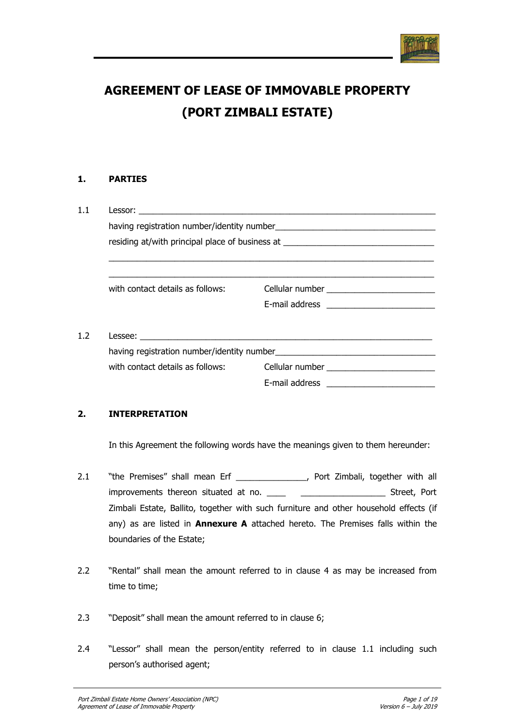# AGREEMENT OF LEASE OF IMMOVABLE PROPERTY
# (PORT ZIMBALI ESTATE)

## 1. PARTIES

1.1 Lessor: ____________________________________________________________

having registration number/identity number________________________________

residing at/with principal place of business at ______________________________

___________________________________________________________________

___________________________________________________________________

with contact details as follows: Cellular number ______________________

E-mail address ______________________

1.2 Lessee: ___________________________________________________________

having registration number/identity number________________________________

with contact details as follows: Cellular number ______________________

E-mail address ______________________

## 2. INTERPRETATION

In this Agreement the following words have the meanings given to them hereunder:

2.1 "the Premises" shall mean Erf ______________, Port Zimbali, together with all improvements thereon situated at no. ____ _________________ Street, Port Zimbali Estate, Ballito, together with such furniture and other household effects (if any) as are listed in **Annexure A** attached hereto. The Premises falls within the boundaries of the Estate;

2.2 "Rental" shall mean the amount referred to in clause 4 as may be increased from time to time;

2.3 "Deposit" shall mean the amount referred to in clause 6;

2.4 "Lessor" shall mean the person/entity referred to in clause 1.1 including such person's authorised agent;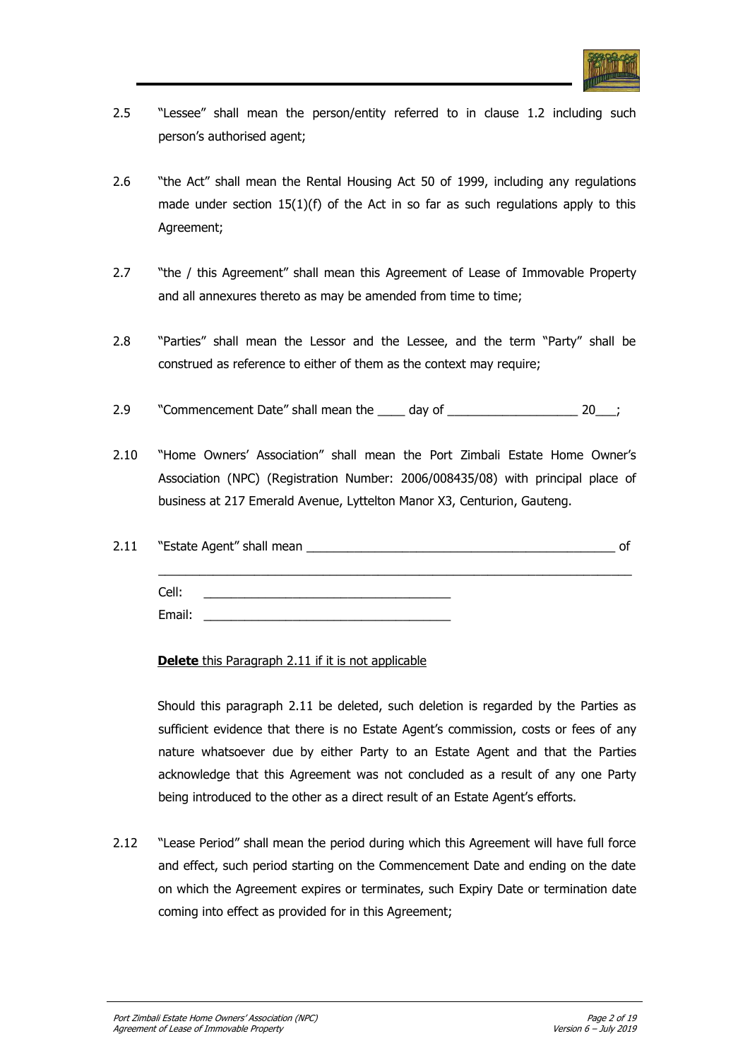2.5 "Lessee" shall mean the person/entity referred to in clause 1.2 including such person's authorised agent;

2.6 "the Act" shall mean the Rental Housing Act 50 of 1999, including any regulations made under section 15(1)(f) of the Act in so far as such regulations apply to this Agreement;

2.7 "the / this Agreement" shall mean this Agreement of Lease of Immovable Property and all annexures thereto as may be amended from time to time;

2.8 "Parties" shall mean the Lessor and the Lessee, and the term "Party" shall be construed as reference to either of them as the context may require;

2.9 "Commencement Date" shall mean the ____ day of ___________________ 20___;

2.10 "Home Owners' Association" shall mean the Port Zimbali Estate Home Owner's Association (NPC) (Registration Number: 2006/008435/08) with principal place of business at 217 Emerald Avenue, Lyttelton Manor X3, Centurion, Gauteng.

2.11 "Estate Agent" shall mean ______________________________________________ of _____________________________________________________________________

Cell: ____________________________________

Email: ____________________________________

**Delete** this Paragraph 2.11 if it is not applicable

Should this paragraph 2.11 be deleted, such deletion is regarded by the Parties as sufficient evidence that there is no Estate Agent's commission, costs or fees of any nature whatsoever due by either Party to an Estate Agent and that the Parties acknowledge that this Agreement was not concluded as a result of any one Party being introduced to the other as a direct result of an Estate Agent's efforts.

2.12 "Lease Period" shall mean the period during which this Agreement will have full force and effect, such period starting on the Commencement Date and ending on the date on which the Agreement expires or terminates, such Expiry Date or termination date coming into effect as provided for in this Agreement;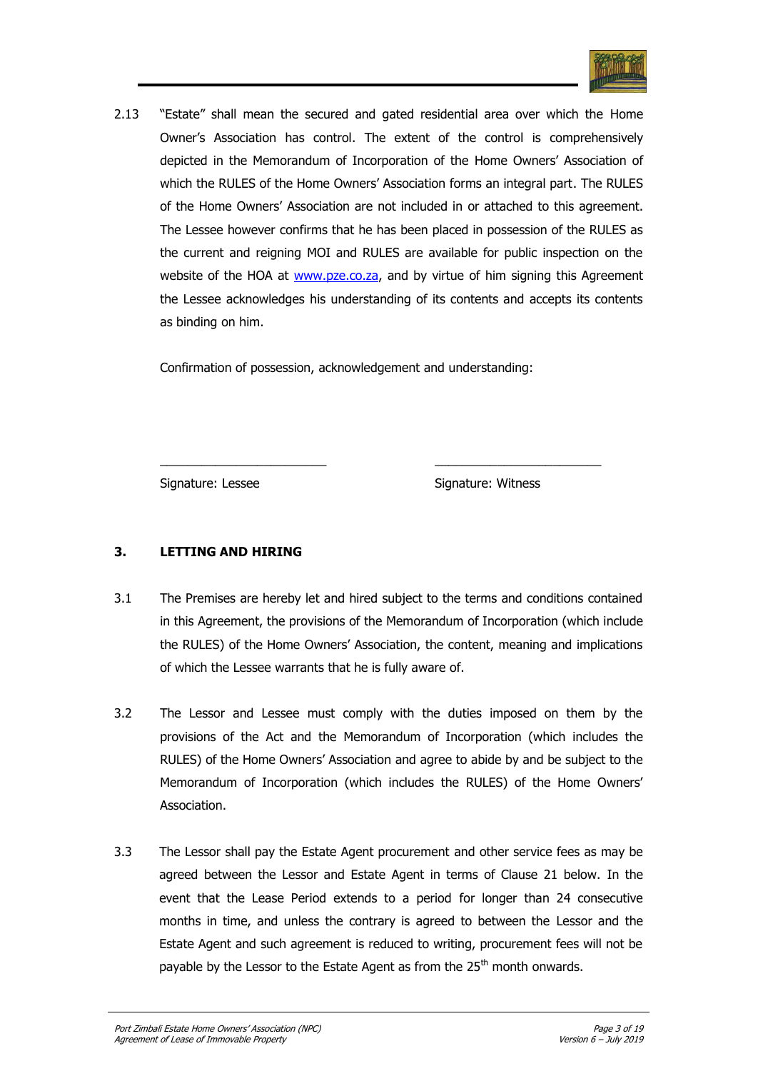2.13 "Estate" shall mean the secured and gated residential area over which the Home Owner's Association has control. The extent of the control is comprehensively depicted in the Memorandum of Incorporation of the Home Owners' Association of which the RULES of the Home Owners' Association forms an integral part. The RULES of the Home Owners' Association are not included in or attached to this agreement. The Lessee however confirms that he has been placed in possession of the RULES as the current and reigning MOI and RULES are available for public inspection on the website of the HOA at [www.pze.co.za](http://www.pze.co.za), and by virtue of him signing this Agreement the Lessee acknowledges his understanding of its contents and accepts its contents as binding on him.

Confirmation of possession, acknowledgement and understanding:

\_\_\_\_\_\_\_\_\_\_\_\_\_\_\_\_\_\_\_\_\_\_\_\_\_ \_\_\_\_\_\_\_\_\_\_\_\_\_\_\_\_\_\_\_\_\_\_\_\_\_

Signature: Lessee Signature: Witness

## 3. LETTING AND HIRING

3.1 The Premises are hereby let and hired subject to the terms and conditions contained in this Agreement, the provisions of the Memorandum of Incorporation (which include the RULES) of the Home Owners' Association, the content, meaning and implications of which the Lessee warrants that he is fully aware of.

3.2 The Lessor and Lessee must comply with the duties imposed on them by the provisions of the Act and the Memorandum of Incorporation (which includes the RULES) of the Home Owners' Association and agree to abide by and be subject to the Memorandum of Incorporation (which includes the RULES) of the Home Owners' Association.

3.3 The Lessor shall pay the Estate Agent procurement and other service fees as may be agreed between the Lessor and Estate Agent in terms of Clause 21 below. In the event that the Lease Period extends to a period for longer than 24 consecutive months in time, and unless the contrary is agreed to between the Lessor and the Estate Agent and such agreement is reduced to writing, procurement fees will not be payable by the Lessor to the Estate Agent as from the 25th month onwards.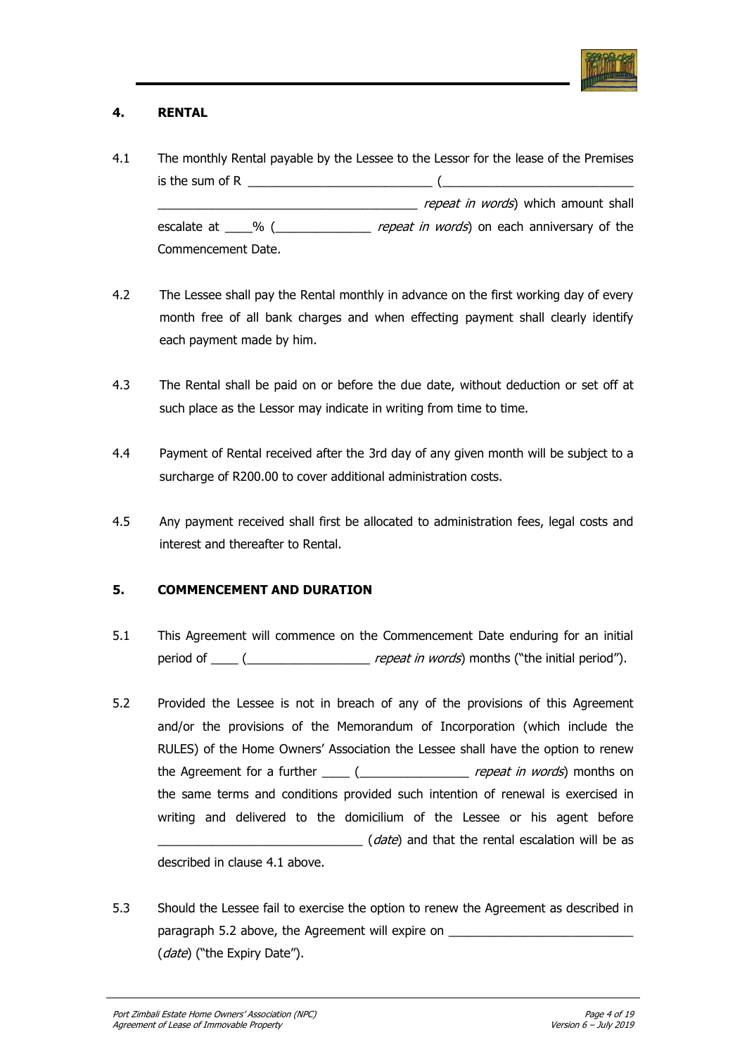## 4. RENTAL

4.1 The monthly Rental payable by the Lessee to the Lessor for the lease of the Premises is the sum of R ____________________________ (______________________________ ________________________________________ *repeat in words*) which amount shall escalate at ____% (______________ *repeat in words*) on each anniversary of the Commencement Date.

4.2 The Lessee shall pay the Rental monthly in advance on the first working day of every month free of all bank charges and when effecting payment shall clearly identify each payment made by him.

4.3 The Rental shall be paid on or before the due date, without deduction or set off at such place as the Lessor may indicate in writing from time to time.

4.4 Payment of Rental received after the 3rd day of any given month will be subject to a surcharge of R200.00 to cover additional administration costs.

4.5 Any payment received shall first be allocated to administration fees, legal costs and interest and thereafter to Rental.

## 5. COMMENCEMENT AND DURATION

5.1 This Agreement will commence on the Commencement Date enduring for an initial period of ____ (__________________ *repeat in words*) months ("the initial period").

5.2 Provided the Lessee is not in breach of any of the provisions of this Agreement and/or the provisions of the Memorandum of Incorporation (which include the RULES) of the Home Owners' Association the Lessee shall have the option to renew the Agreement for a further ____ (________________ *repeat in words*) months on the same terms and conditions provided such intention of renewal is exercised in writing and delivered to the domicilium of the Lessee or his agent before ______________________________ (*date*) and that the rental escalation will be as described in clause 4.1 above.

5.3 Should the Lessee fail to exercise the option to renew the Agreement as described in paragraph 5.2 above, the Agreement will expire on ___________________________ (*date*) ("the Expiry Date").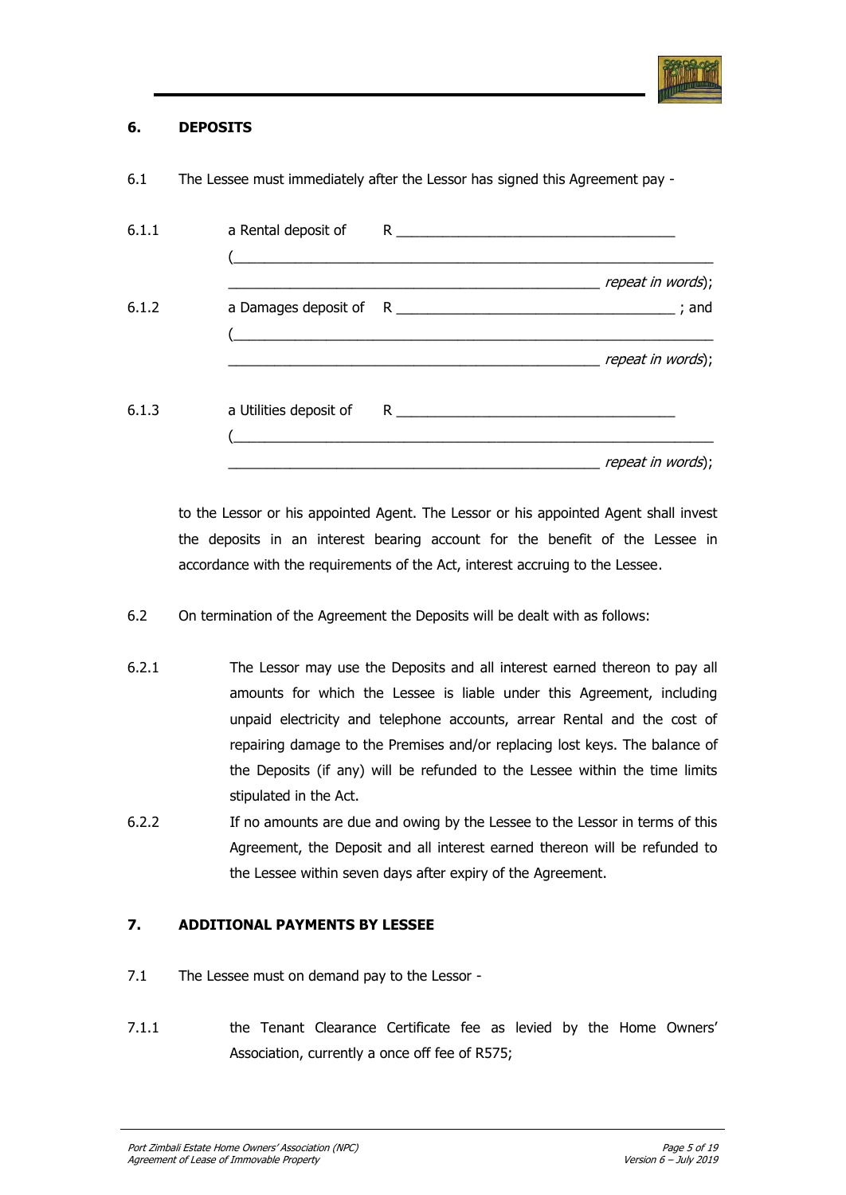## 6. DEPOSITS

6.1 The Lessee must immediately after the Lessor has signed this Agreement pay -

6.1.1 a Rental deposit of R ____________________________________
(______________________________________________________________
_________________________________________________ *repeat in words*);

6.1.2 a Damages deposit of R ____________________________________ ; and
(______________________________________________________________
_________________________________________________ *repeat in words*);

6.1.3 a Utilities deposit of R ____________________________________
(______________________________________________________________
_________________________________________________ *repeat in words*);

to the Lessor or his appointed Agent. The Lessor or his appointed Agent shall invest the deposits in an interest bearing account for the benefit of the Lessee in accordance with the requirements of the Act, interest accruing to the Lessee.

6.2 On termination of the Agreement the Deposits will be dealt with as follows:

6.2.1 The Lessor may use the Deposits and all interest earned thereon to pay all amounts for which the Lessee is liable under this Agreement, including unpaid electricity and telephone accounts, arrear Rental and the cost of repairing damage to the Premises and/or replacing lost keys. The balance of the Deposits (if any) will be refunded to the Lessee within the time limits stipulated in the Act.

6.2.2 If no amounts are due and owing by the Lessee to the Lessor in terms of this Agreement, the Deposit and all interest earned thereon will be refunded to the Lessee within seven days after expiry of the Agreement.

## 7. ADDITIONAL PAYMENTS BY LESSEE

7.1 The Lessee must on demand pay to the Lessor -

7.1.1 the Tenant Clearance Certificate fee as levied by the Home Owners' Association, currently a once off fee of R575;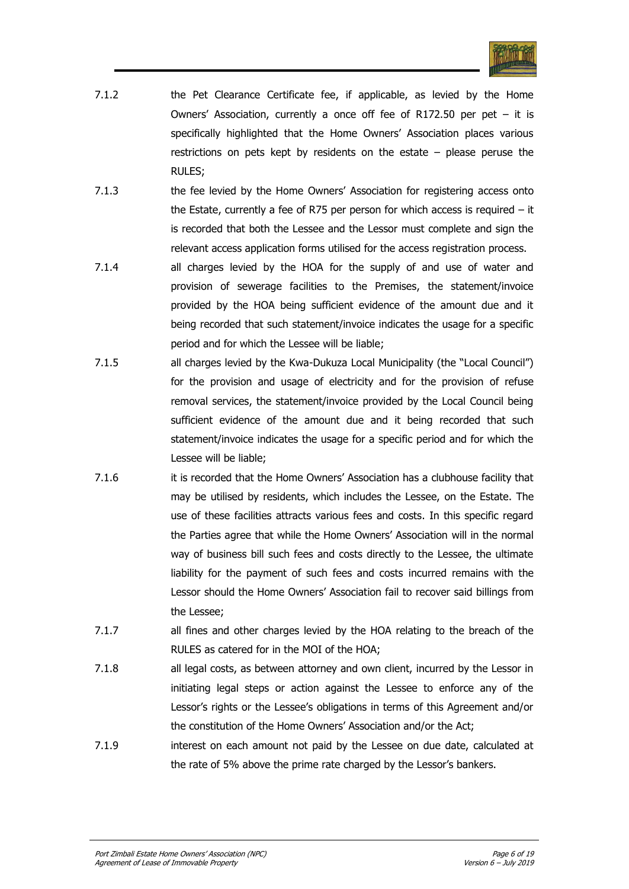7.1.2 the Pet Clearance Certificate fee, if applicable, as levied by the Home Owners' Association, currently a once off fee of R172.50 per pet – it is specifically highlighted that the Home Owners' Association places various restrictions on pets kept by residents on the estate – please peruse the RULES;

7.1.3 the fee levied by the Home Owners' Association for registering access onto the Estate, currently a fee of R75 per person for which access is required – it is recorded that both the Lessee and the Lessor must complete and sign the relevant access application forms utilised for the access registration process.

7.1.4 all charges levied by the HOA for the supply of and use of water and provision of sewerage facilities to the Premises, the statement/invoice provided by the HOA being sufficient evidence of the amount due and it being recorded that such statement/invoice indicates the usage for a specific period and for which the Lessee will be liable;

7.1.5 all charges levied by the Kwa-Dukuza Local Municipality (the "Local Council") for the provision and usage of electricity and for the provision of refuse removal services, the statement/invoice provided by the Local Council being sufficient evidence of the amount due and it being recorded that such statement/invoice indicates the usage for a specific period and for which the Lessee will be liable;

7.1.6 it is recorded that the Home Owners' Association has a clubhouse facility that may be utilised by residents, which includes the Lessee, on the Estate. The use of these facilities attracts various fees and costs. In this specific regard the Parties agree that while the Home Owners' Association will in the normal way of business bill such fees and costs directly to the Lessee, the ultimate liability for the payment of such fees and costs incurred remains with the Lessor should the Home Owners' Association fail to recover said billings from the Lessee;

7.1.7 all fines and other charges levied by the HOA relating to the breach of the RULES as catered for in the MOI of the HOA;

7.1.8 all legal costs, as between attorney and own client, incurred by the Lessor in initiating legal steps or action against the Lessee to enforce any of the Lessor's rights or the Lessee's obligations in terms of this Agreement and/or the constitution of the Home Owners' Association and/or the Act;

7.1.9 interest on each amount not paid by the Lessee on due date, calculated at the rate of 5% above the prime rate charged by the Lessor's bankers.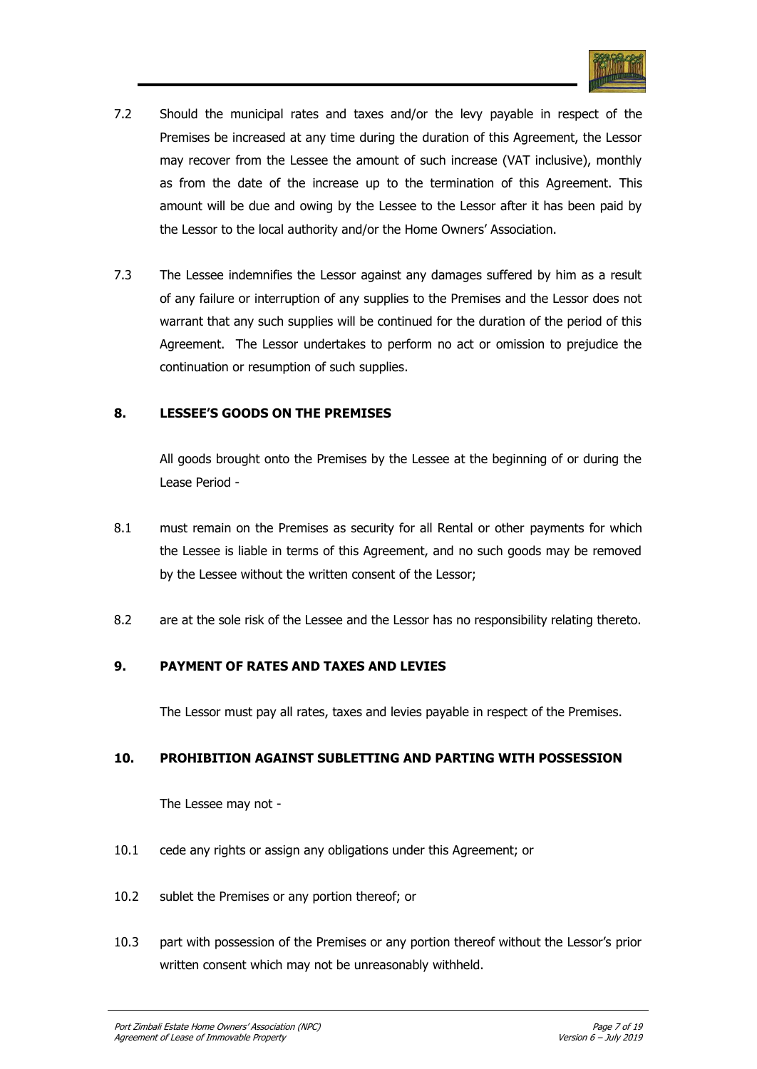7.2 Should the municipal rates and taxes and/or the levy payable in respect of the Premises be increased at any time during the duration of this Agreement, the Lessor may recover from the Lessee the amount of such increase (VAT inclusive), monthly as from the date of the increase up to the termination of this Agreement. This amount will be due and owing by the Lessee to the Lessor after it has been paid by the Lessor to the local authority and/or the Home Owners' Association.

7.3 The Lessee indemnifies the Lessor against any damages suffered by him as a result of any failure or interruption of any supplies to the Premises and the Lessor does not warrant that any such supplies will be continued for the duration of the period of this Agreement. The Lessor undertakes to perform no act or omission to prejudice the continuation or resumption of such supplies.

**8. LESSEE'S GOODS ON THE PREMISES**

All goods brought onto the Premises by the Lessee at the beginning of or during the Lease Period -

8.1 must remain on the Premises as security for all Rental or other payments for which the Lessee is liable in terms of this Agreement, and no such goods may be removed by the Lessee without the written consent of the Lessor;

8.2 are at the sole risk of the Lessee and the Lessor has no responsibility relating thereto.

**9. PAYMENT OF RATES AND TAXES AND LEVIES**

The Lessor must pay all rates, taxes and levies payable in respect of the Premises.

**10. PROHIBITION AGAINST SUBLETTING AND PARTING WITH POSSESSION**

The Lessee may not -

10.1 cede any rights or assign any obligations under this Agreement; or

10.2 sublet the Premises or any portion thereof; or

10.3 part with possession of the Premises or any portion thereof without the Lessor's prior written consent which may not be unreasonably withheld.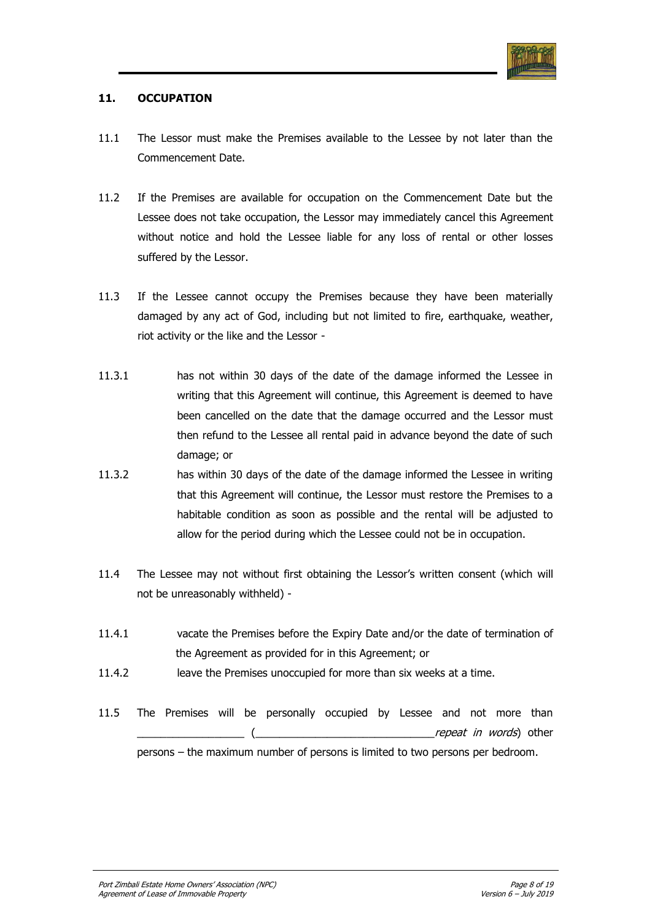## 11. OCCUPATION

11.1 The Lessor must make the Premises available to the Lessee by not later than the Commencement Date.

11.2 If the Premises are available for occupation on the Commencement Date but the Lessee does not take occupation, the Lessor may immediately cancel this Agreement without notice and hold the Lessee liable for any loss of rental or other losses suffered by the Lessor.

11.3 If the Lessee cannot occupy the Premises because they have been materially damaged by any act of God, including but not limited to fire, earthquake, weather, riot activity or the like and the Lessor -

11.3.1 has not within 30 days of the date of the damage informed the Lessee in writing that this Agreement will continue, this Agreement is deemed to have been cancelled on the date that the damage occurred and the Lessor must then refund to the Lessee all rental paid in advance beyond the date of such damage; or

11.3.2 has within 30 days of the date of the damage informed the Lessee in writing that this Agreement will continue, the Lessor must restore the Premises to a habitable condition as soon as possible and the rental will be adjusted to allow for the period during which the Lessee could not be in occupation.

11.4 The Lessee may not without first obtaining the Lessor's written consent (which will not be unreasonably withheld) -

11.4.1 vacate the Premises before the Expiry Date and/or the date of termination of the Agreement as provided for in this Agreement; or

11.4.2 leave the Premises unoccupied for more than six weeks at a time.

11.5 The Premises will be personally occupied by Lessee and not more than __________________ (______________________________*repeat in words*) other persons – the maximum number of persons is limited to two persons per bedroom.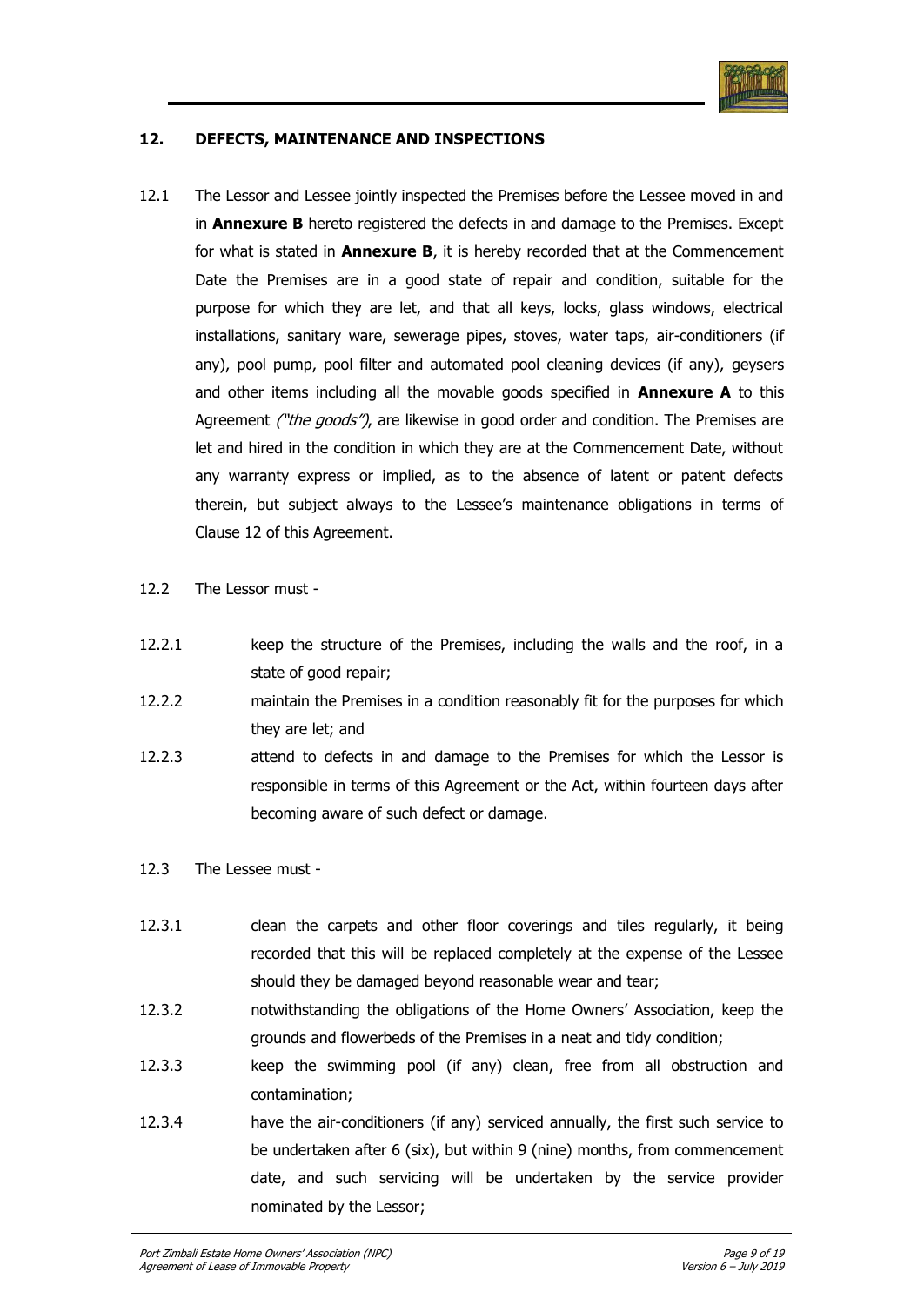## 12. DEFECTS, MAINTENANCE AND INSPECTIONS

12.1 The Lessor and Lessee jointly inspected the Premises before the Lessee moved in and in **Annexure B** hereto registered the defects in and damage to the Premises. Except for what is stated in **Annexure B**, it is hereby recorded that at the Commencement Date the Premises are in a good state of repair and condition, suitable for the purpose for which they are let, and that all keys, locks, glass windows, electrical installations, sanitary ware, sewerage pipes, stoves, water taps, air-conditioners (if any), pool pump, pool filter and automated pool cleaning devices (if any), geysers and other items including all the movable goods specified in **Annexure A** to this Agreement *("the goods")*, are likewise in good order and condition. The Premises are let and hired in the condition in which they are at the Commencement Date, without any warranty express or implied, as to the absence of latent or patent defects therein, but subject always to the Lessee's maintenance obligations in terms of Clause 12 of this Agreement.

12.2 The Lessor must -

12.2.1 keep the structure of the Premises, including the walls and the roof, in a state of good repair;

12.2.2 maintain the Premises in a condition reasonably fit for the purposes for which they are let; and

12.2.3 attend to defects in and damage to the Premises for which the Lessor is responsible in terms of this Agreement or the Act, within fourteen days after becoming aware of such defect or damage.

12.3 The Lessee must -

12.3.1 clean the carpets and other floor coverings and tiles regularly, it being recorded that this will be replaced completely at the expense of the Lessee should they be damaged beyond reasonable wear and tear;

12.3.2 notwithstanding the obligations of the Home Owners' Association, keep the grounds and flowerbeds of the Premises in a neat and tidy condition;

12.3.3 keep the swimming pool (if any) clean, free from all obstruction and contamination;

12.3.4 have the air-conditioners (if any) serviced annually, the first such service to be undertaken after 6 (six), but within 9 (nine) months, from commencement date, and such servicing will be undertaken by the service provider nominated by the Lessor;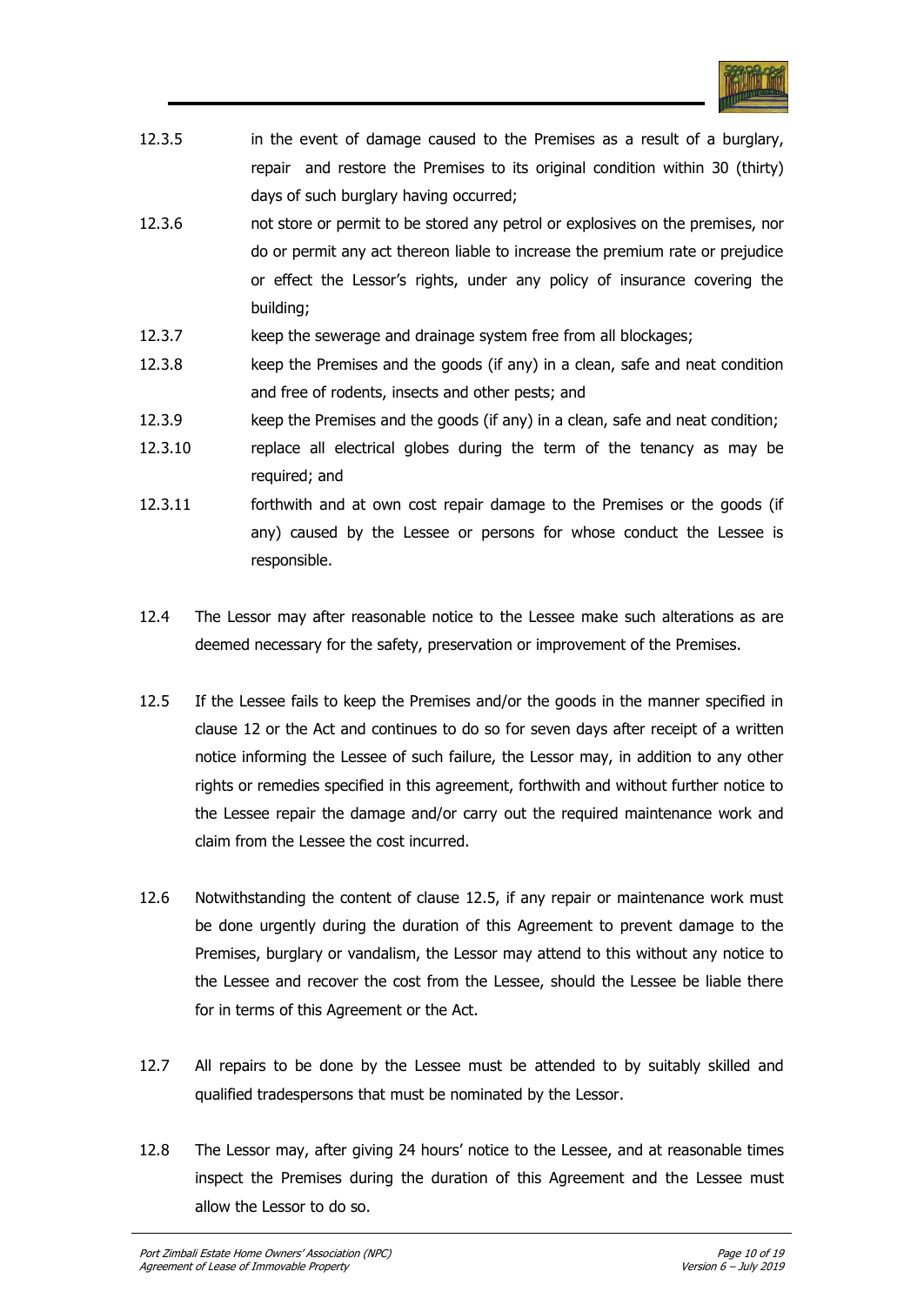12.3.5 in the event of damage caused to the Premises as a result of a burglary, repair and restore the Premises to its original condition within 30 (thirty) days of such burglary having occurred;

12.3.6 not store or permit to be stored any petrol or explosives on the premises, nor do or permit any act thereon liable to increase the premium rate or prejudice or effect the Lessor's rights, under any policy of insurance covering the building;

12.3.7 keep the sewerage and drainage system free from all blockages;

12.3.8 keep the Premises and the goods (if any) in a clean, safe and neat condition and free of rodents, insects and other pests; and

12.3.9 keep the Premises and the goods (if any) in a clean, safe and neat condition;

12.3.10 replace all electrical globes during the term of the tenancy as may be required; and

12.3.11 forthwith and at own cost repair damage to the Premises or the goods (if any) caused by the Lessee or persons for whose conduct the Lessee is responsible.

12.4 The Lessor may after reasonable notice to the Lessee make such alterations as are deemed necessary for the safety, preservation or improvement of the Premises.

12.5 If the Lessee fails to keep the Premises and/or the goods in the manner specified in clause 12 or the Act and continues to do so for seven days after receipt of a written notice informing the Lessee of such failure, the Lessor may, in addition to any other rights or remedies specified in this agreement, forthwith and without further notice to the Lessee repair the damage and/or carry out the required maintenance work and claim from the Lessee the cost incurred.

12.6 Notwithstanding the content of clause 12.5, if any repair or maintenance work must be done urgently during the duration of this Agreement to prevent damage to the Premises, burglary or vandalism, the Lessor may attend to this without any notice to the Lessee and recover the cost from the Lessee, should the Lessee be liable there for in terms of this Agreement or the Act.

12.7 All repairs to be done by the Lessee must be attended to by suitably skilled and qualified tradespersons that must be nominated by the Lessor.

12.8 The Lessor may, after giving 24 hours' notice to the Lessee, and at reasonable times inspect the Premises during the duration of this Agreement and the Lessee must allow the Lessor to do so.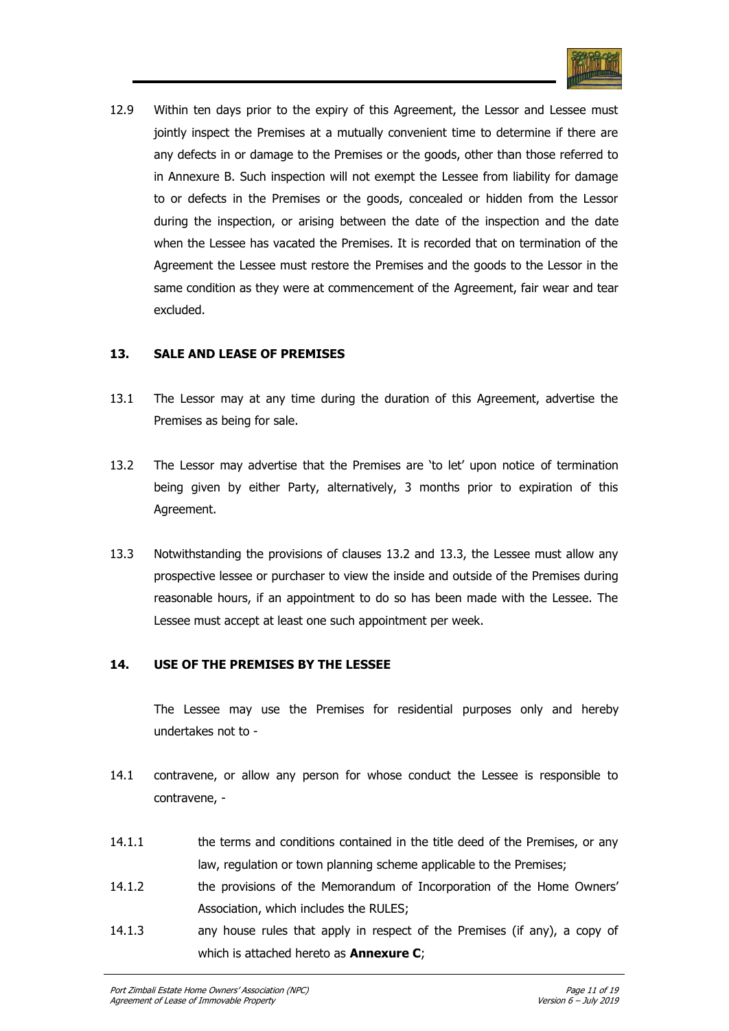12.9 Within ten days prior to the expiry of this Agreement, the Lessor and Lessee must jointly inspect the Premises at a mutually convenient time to determine if there are any defects in or damage to the Premises or the goods, other than those referred to in Annexure B. Such inspection will not exempt the Lessee from liability for damage to or defects in the Premises or the goods, concealed or hidden from the Lessor during the inspection, or arising between the date of the inspection and the date when the Lessee has vacated the Premises. It is recorded that on termination of the Agreement the Lessee must restore the Premises and the goods to the Lessor in the same condition as they were at commencement of the Agreement, fair wear and tear excluded.

## 13. SALE AND LEASE OF PREMISES

13.1 The Lessor may at any time during the duration of this Agreement, advertise the Premises as being for sale.

13.2 The Lessor may advertise that the Premises are 'to let' upon notice of termination being given by either Party, alternatively, 3 months prior to expiration of this Agreement.

13.3 Notwithstanding the provisions of clauses 13.2 and 13.3, the Lessee must allow any prospective lessee or purchaser to view the inside and outside of the Premises during reasonable hours, if an appointment to do so has been made with the Lessee. The Lessee must accept at least one such appointment per week.

## 14. USE OF THE PREMISES BY THE LESSEE

The Lessee may use the Premises for residential purposes only and hereby undertakes not to -

14.1 contravene, or allow any person for whose conduct the Lessee is responsible to contravene, -

14.1.1 the terms and conditions contained in the title deed of the Premises, or any law, regulation or town planning scheme applicable to the Premises;

14.1.2 the provisions of the Memorandum of Incorporation of the Home Owners' Association, which includes the RULES;

14.1.3 any house rules that apply in respect of the Premises (if any), a copy of which is attached hereto as **Annexure C**;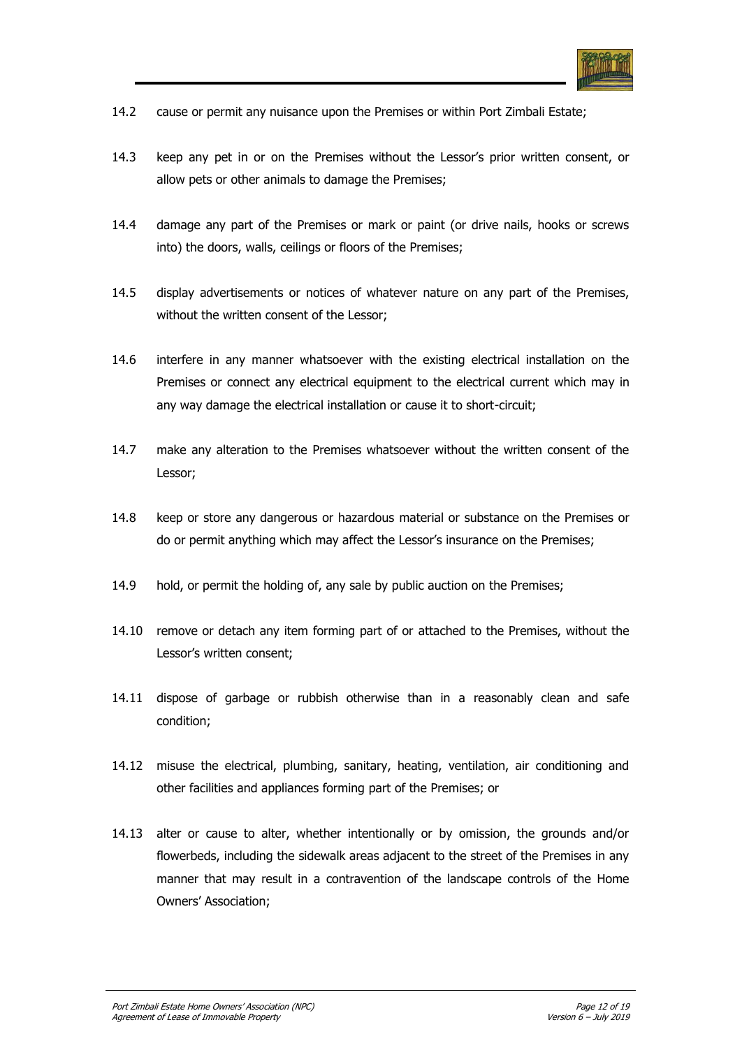14.2 cause or permit any nuisance upon the Premises or within Port Zimbali Estate;

14.3 keep any pet in or on the Premises without the Lessor's prior written consent, or allow pets or other animals to damage the Premises;

14.4 damage any part of the Premises or mark or paint (or drive nails, hooks or screws into) the doors, walls, ceilings or floors of the Premises;

14.5 display advertisements or notices of whatever nature on any part of the Premises, without the written consent of the Lessor;

14.6 interfere in any manner whatsoever with the existing electrical installation on the Premises or connect any electrical equipment to the electrical current which may in any way damage the electrical installation or cause it to short-circuit;

14.7 make any alteration to the Premises whatsoever without the written consent of the Lessor;

14.8 keep or store any dangerous or hazardous material or substance on the Premises or do or permit anything which may affect the Lessor's insurance on the Premises;

14.9 hold, or permit the holding of, any sale by public auction on the Premises;

14.10 remove or detach any item forming part of or attached to the Premises, without the Lessor's written consent;

14.11 dispose of garbage or rubbish otherwise than in a reasonably clean and safe condition;

14.12 misuse the electrical, plumbing, sanitary, heating, ventilation, air conditioning and other facilities and appliances forming part of the Premises; or

14.13 alter or cause to alter, whether intentionally or by omission, the grounds and/or flowerbeds, including the sidewalk areas adjacent to the street of the Premises in any manner that may result in a contravention of the landscape controls of the Home Owners' Association;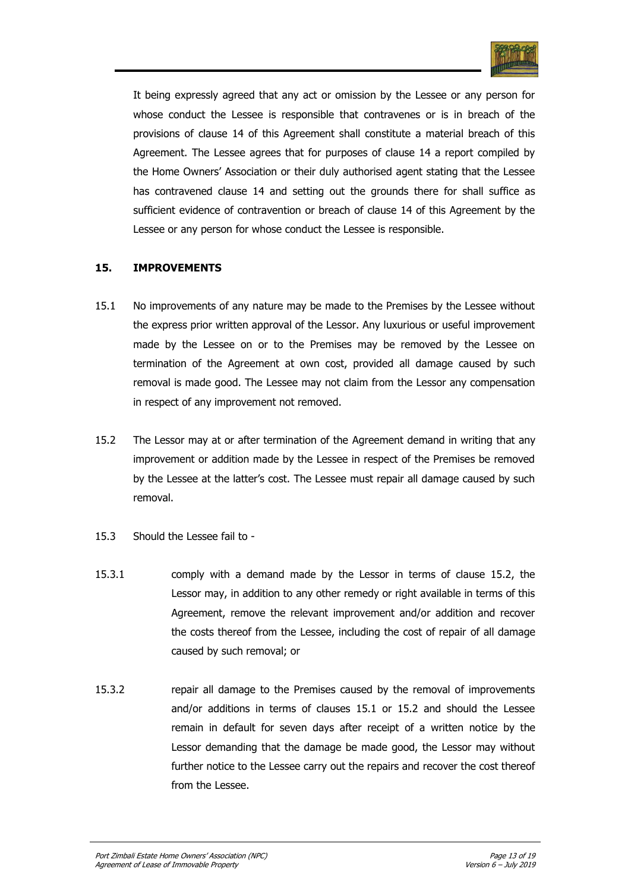It being expressly agreed that any act or omission by the Lessee or any person for whose conduct the Lessee is responsible that contravenes or is in breach of the provisions of clause 14 of this Agreement shall constitute a material breach of this Agreement. The Lessee agrees that for purposes of clause 14 a report compiled by the Home Owners' Association or their duly authorised agent stating that the Lessee has contravened clause 14 and setting out the grounds there for shall suffice as sufficient evidence of contravention or breach of clause 14 of this Agreement by the Lessee or any person for whose conduct the Lessee is responsible.

## 15. IMPROVEMENTS

15.1 No improvements of any nature may be made to the Premises by the Lessee without the express prior written approval of the Lessor. Any luxurious or useful improvement made by the Lessee on or to the Premises may be removed by the Lessee on termination of the Agreement at own cost, provided all damage caused by such removal is made good. The Lessee may not claim from the Lessor any compensation in respect of any improvement not removed.

15.2 The Lessor may at or after termination of the Agreement demand in writing that any improvement or addition made by the Lessee in respect of the Premises be removed by the Lessee at the latter's cost. The Lessee must repair all damage caused by such removal.

15.3 Should the Lessee fail to -

15.3.1 comply with a demand made by the Lessor in terms of clause 15.2, the Lessor may, in addition to any other remedy or right available in terms of this Agreement, remove the relevant improvement and/or addition and recover the costs thereof from the Lessee, including the cost of repair of all damage caused by such removal; or

15.3.2 repair all damage to the Premises caused by the removal of improvements and/or additions in terms of clauses 15.1 or 15.2 and should the Lessee remain in default for seven days after receipt of a written notice by the Lessor demanding that the damage be made good, the Lessor may without further notice to the Lessee carry out the repairs and recover the cost thereof from the Lessee.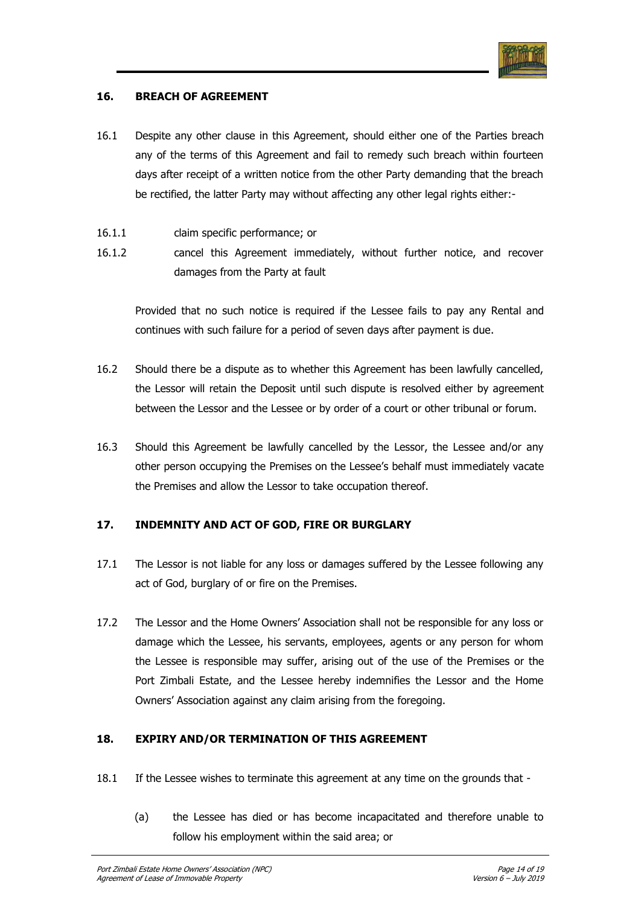## 16. BREACH OF AGREEMENT

16.1 Despite any other clause in this Agreement, should either one of the Parties breach any of the terms of this Agreement and fail to remedy such breach within fourteen days after receipt of a written notice from the other Party demanding that the breach be rectified, the latter Party may without affecting any other legal rights either:-

16.1.1 claim specific performance; or

16.1.2 cancel this Agreement immediately, without further notice, and recover damages from the Party at fault

Provided that no such notice is required if the Lessee fails to pay any Rental and continues with such failure for a period of seven days after payment is due.

16.2 Should there be a dispute as to whether this Agreement has been lawfully cancelled, the Lessor will retain the Deposit until such dispute is resolved either by agreement between the Lessor and the Lessee or by order of a court or other tribunal or forum.

16.3 Should this Agreement be lawfully cancelled by the Lessor, the Lessee and/or any other person occupying the Premises on the Lessee's behalf must immediately vacate the Premises and allow the Lessor to take occupation thereof.

## 17. INDEMNITY AND ACT OF GOD, FIRE OR BURGLARY

17.1 The Lessor is not liable for any loss or damages suffered by the Lessee following any act of God, burglary of or fire on the Premises.

17.2 The Lessor and the Home Owners' Association shall not be responsible for any loss or damage which the Lessee, his servants, employees, agents or any person for whom the Lessee is responsible may suffer, arising out of the use of the Premises or the Port Zimbali Estate, and the Lessee hereby indemnifies the Lessor and the Home Owners' Association against any claim arising from the foregoing.

## 18. EXPIRY AND/OR TERMINATION OF THIS AGREEMENT

18.1 If the Lessee wishes to terminate this agreement at any time on the grounds that -

(a) the Lessee has died or has become incapacitated and therefore unable to follow his employment within the said area; or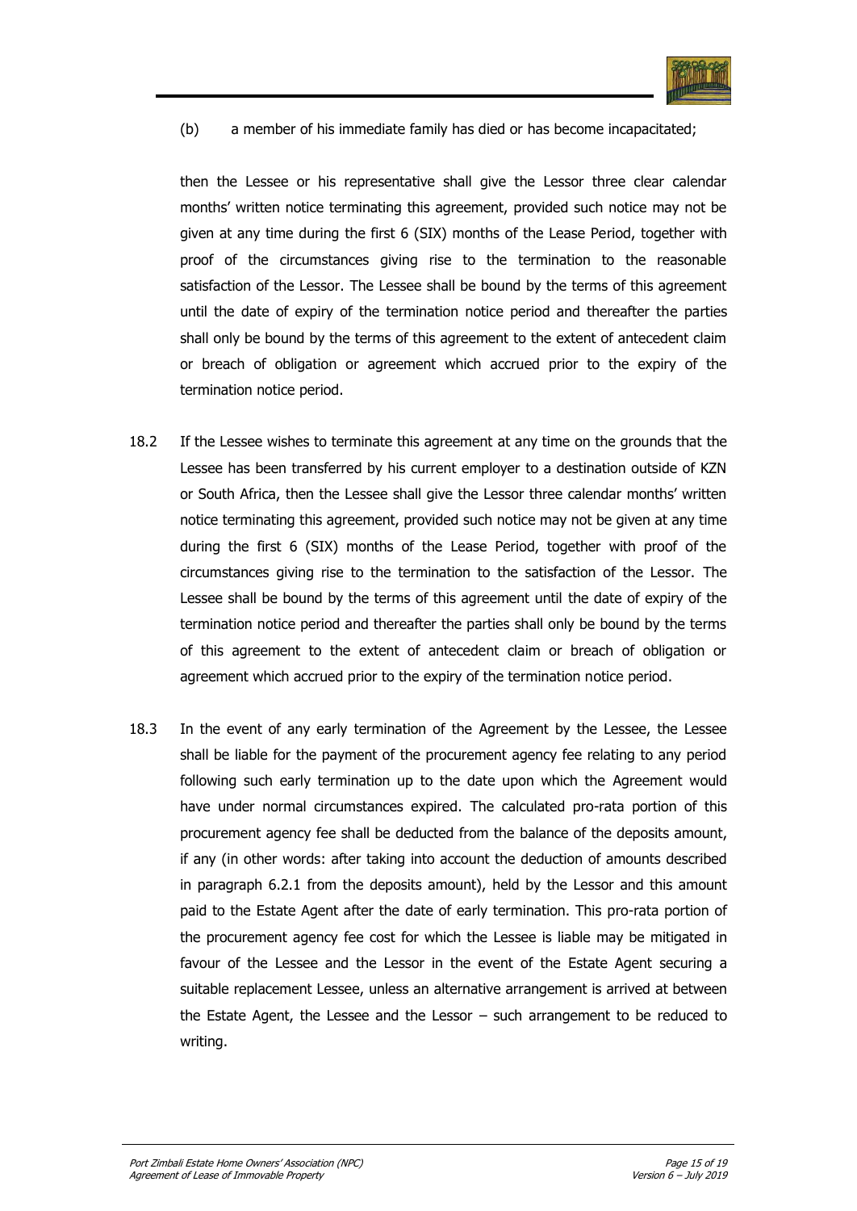(b) a member of his immediate family has died or has become incapacitated;

then the Lessee or his representative shall give the Lessor three clear calendar months' written notice terminating this agreement, provided such notice may not be given at any time during the first 6 (SIX) months of the Lease Period, together with proof of the circumstances giving rise to the termination to the reasonable satisfaction of the Lessor. The Lessee shall be bound by the terms of this agreement until the date of expiry of the termination notice period and thereafter the parties shall only be bound by the terms of this agreement to the extent of antecedent claim or breach of obligation or agreement which accrued prior to the expiry of the termination notice period.

18.2 If the Lessee wishes to terminate this agreement at any time on the grounds that the Lessee has been transferred by his current employer to a destination outside of KZN or South Africa, then the Lessee shall give the Lessor three calendar months' written notice terminating this agreement, provided such notice may not be given at any time during the first 6 (SIX) months of the Lease Period, together with proof of the circumstances giving rise to the termination to the satisfaction of the Lessor. The Lessee shall be bound by the terms of this agreement until the date of expiry of the termination notice period and thereafter the parties shall only be bound by the terms of this agreement to the extent of antecedent claim or breach of obligation or agreement which accrued prior to the expiry of the termination notice period.

18.3 In the event of any early termination of the Agreement by the Lessee, the Lessee shall be liable for the payment of the procurement agency fee relating to any period following such early termination up to the date upon which the Agreement would have under normal circumstances expired. The calculated pro-rata portion of this procurement agency fee shall be deducted from the balance of the deposits amount, if any (in other words: after taking into account the deduction of amounts described in paragraph 6.2.1 from the deposits amount), held by the Lessor and this amount paid to the Estate Agent after the date of early termination. This pro-rata portion of the procurement agency fee cost for which the Lessee is liable may be mitigated in favour of the Lessee and the Lessor in the event of the Estate Agent securing a suitable replacement Lessee, unless an alternative arrangement is arrived at between the Estate Agent, the Lessee and the Lessor – such arrangement to be reduced to writing.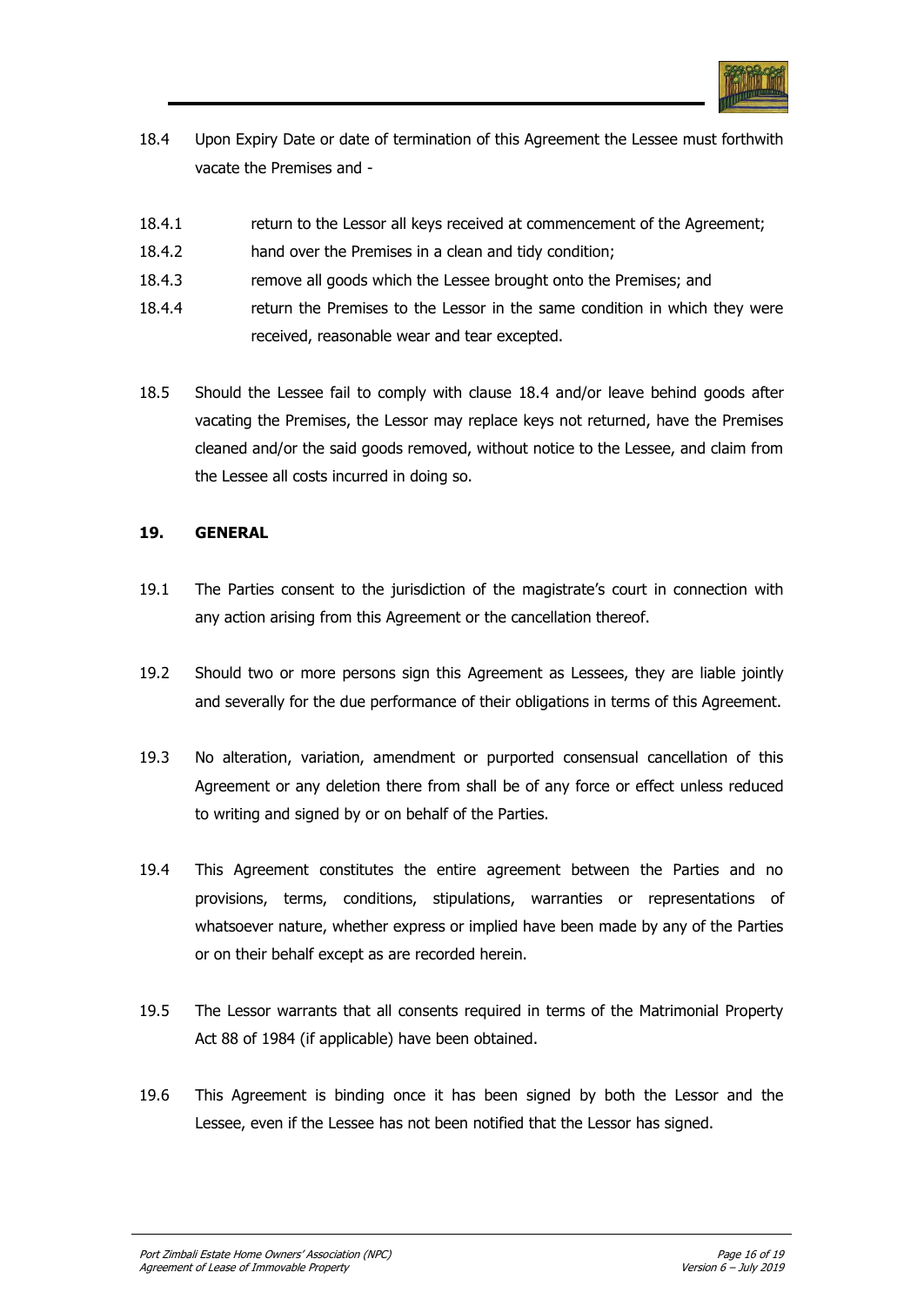18.4 Upon Expiry Date or date of termination of this Agreement the Lessee must forthwith vacate the Premises and -

18.4.1 return to the Lessor all keys received at commencement of the Agreement;

18.4.2 hand over the Premises in a clean and tidy condition;

18.4.3 remove all goods which the Lessee brought onto the Premises; and

18.4.4 return the Premises to the Lessor in the same condition in which they were received, reasonable wear and tear excepted.

18.5 Should the Lessee fail to comply with clause 18.4 and/or leave behind goods after vacating the Premises, the Lessor may replace keys not returned, have the Premises cleaned and/or the said goods removed, without notice to the Lessee, and claim from the Lessee all costs incurred in doing so.

## 19. GENERAL

19.1 The Parties consent to the jurisdiction of the magistrate's court in connection with any action arising from this Agreement or the cancellation thereof.

19.2 Should two or more persons sign this Agreement as Lessees, they are liable jointly and severally for the due performance of their obligations in terms of this Agreement.

19.3 No alteration, variation, amendment or purported consensual cancellation of this Agreement or any deletion there from shall be of any force or effect unless reduced to writing and signed by or on behalf of the Parties.

19.4 This Agreement constitutes the entire agreement between the Parties and no provisions, terms, conditions, stipulations, warranties or representations of whatsoever nature, whether express or implied have been made by any of the Parties or on their behalf except as are recorded herein.

19.5 The Lessor warrants that all consents required in terms of the Matrimonial Property Act 88 of 1984 (if applicable) have been obtained.

19.6 This Agreement is binding once it has been signed by both the Lessor and the Lessee, even if the Lessee has not been notified that the Lessor has signed.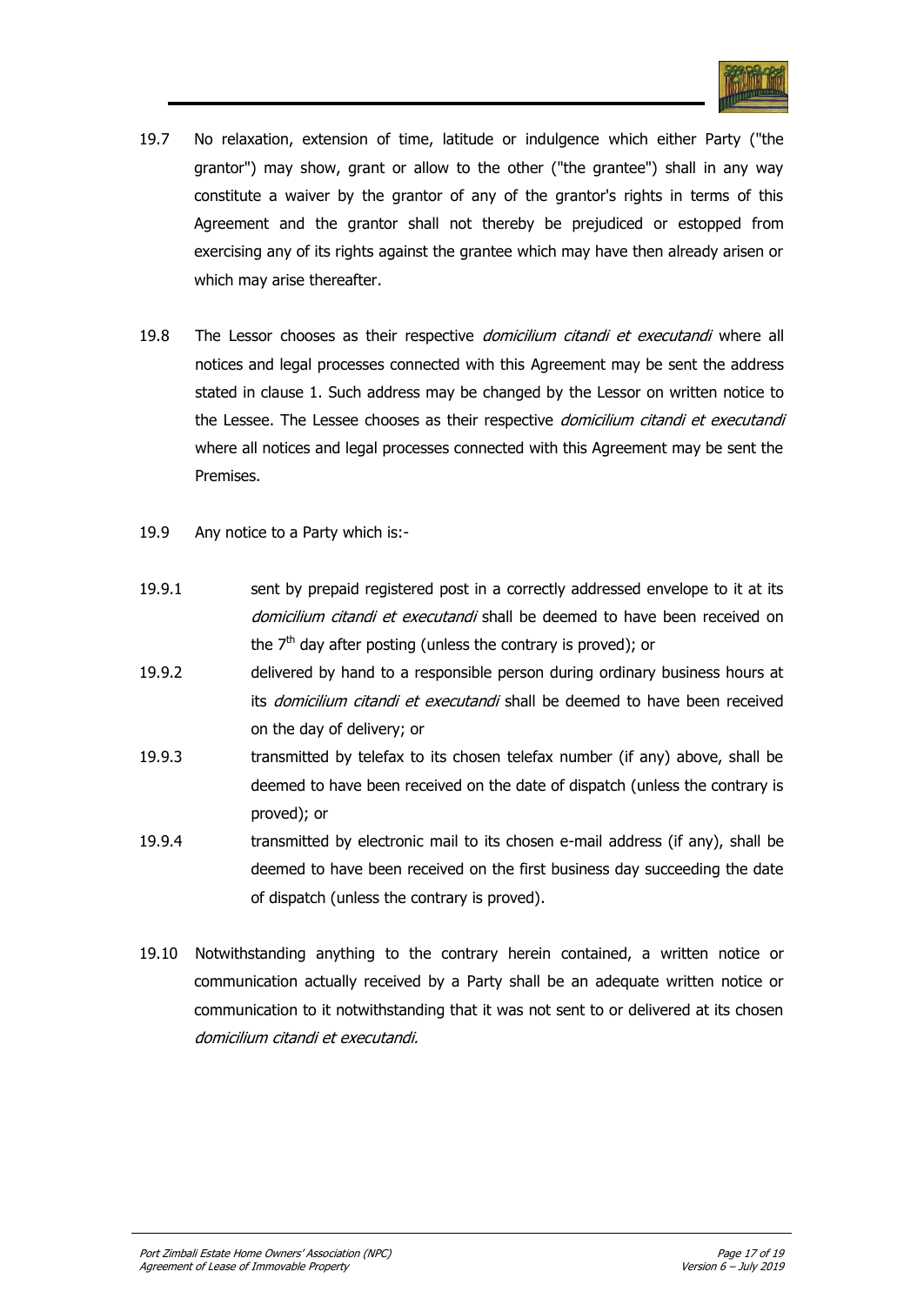19.7 No relaxation, extension of time, latitude or indulgence which either Party ("the grantor") may show, grant or allow to the other ("the grantee") shall in any way constitute a waiver by the grantor of any of the grantor's rights in terms of this Agreement and the grantor shall not thereby be prejudiced or estopped from exercising any of its rights against the grantee which may have then already arisen or which may arise thereafter.

19.8 The Lessor chooses as their respective *domicilium citandi et executandi* where all notices and legal processes connected with this Agreement may be sent the address stated in clause 1. Such address may be changed by the Lessor on written notice to the Lessee. The Lessee chooses as their respective *domicilium citandi et executandi* where all notices and legal processes connected with this Agreement may be sent the Premises.

19.9 Any notice to a Party which is:-

19.9.1 sent by prepaid registered post in a correctly addressed envelope to it at its *domicilium citandi et executandi* shall be deemed to have been received on the 7th day after posting (unless the contrary is proved); or

19.9.2 delivered by hand to a responsible person during ordinary business hours at its *domicilium citandi et executandi* shall be deemed to have been received on the day of delivery; or

19.9.3 transmitted by telefax to its chosen telefax number (if any) above, shall be deemed to have been received on the date of dispatch (unless the contrary is proved); or

19.9.4 transmitted by electronic mail to its chosen e-mail address (if any), shall be deemed to have been received on the first business day succeeding the date of dispatch (unless the contrary is proved).

19.10 Notwithstanding anything to the contrary herein contained, a written notice or communication actually received by a Party shall be an adequate written notice or communication to it notwithstanding that it was not sent to or delivered at its chosen *domicilium citandi et executandi.*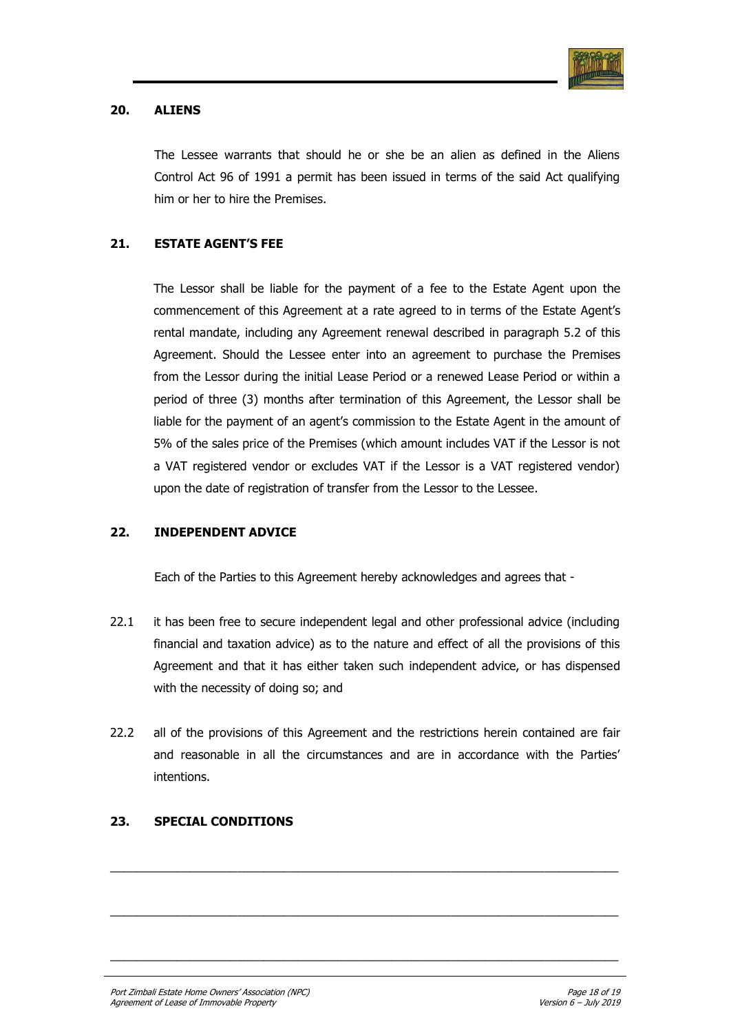## 20. ALIENS

The Lessee warrants that should he or she be an alien as defined in the Aliens Control Act 96 of 1991 a permit has been issued in terms of the said Act qualifying him or her to hire the Premises.

## 21. ESTATE AGENT'S FEE

The Lessor shall be liable for the payment of a fee to the Estate Agent upon the commencement of this Agreement at a rate agreed to in terms of the Estate Agent's rental mandate, including any Agreement renewal described in paragraph 5.2 of this Agreement. Should the Lessee enter into an agreement to purchase the Premises from the Lessor during the initial Lease Period or a renewed Lease Period or within a period of three (3) months after termination of this Agreement, the Lessor shall be liable for the payment of an agent's commission to the Estate Agent in the amount of 5% of the sales price of the Premises (which amount includes VAT if the Lessor is not a VAT registered vendor or excludes VAT if the Lessor is a VAT registered vendor) upon the date of registration of transfer from the Lessor to the Lessee.

## 22. INDEPENDENT ADVICE

Each of the Parties to this Agreement hereby acknowledges and agrees that -

22.1 it has been free to secure independent legal and other professional advice (including financial and taxation advice) as to the nature and effect of all the provisions of this Agreement and that it has either taken such independent advice, or has dispensed with the necessity of doing so; and

22.2 all of the provisions of this Agreement and the restrictions herein contained are fair and reasonable in all the circumstances and are in accordance with the Parties' intentions.

## 23. SPECIAL CONDITIONS

\_\_\_\_\_\_\_\_\_\_\_\_\_\_\_\_\_\_\_\_\_\_\_\_\_\_\_\_\_\_\_\_\_\_\_\_\_\_\_\_\_\_\_\_\_\_\_\_\_\_\_\_\_\_\_\_\_\_\_\_\_\_\_\_\_\_\_\_\_\_\_\_

\_\_\_\_\_\_\_\_\_\_\_\_\_\_\_\_\_\_\_\_\_\_\_\_\_\_\_\_\_\_\_\_\_\_\_\_\_\_\_\_\_\_\_\_\_\_\_\_\_\_\_\_\_\_\_\_\_\_\_\_\_\_\_\_\_\_\_\_\_\_\_\_

\_\_\_\_\_\_\_\_\_\_\_\_\_\_\_\_\_\_\_\_\_\_\_\_\_\_\_\_\_\_\_\_\_\_\_\_\_\_\_\_\_\_\_\_\_\_\_\_\_\_\_\_\_\_\_\_\_\_\_\_\_\_\_\_\_\_\_\_\_\_\_\_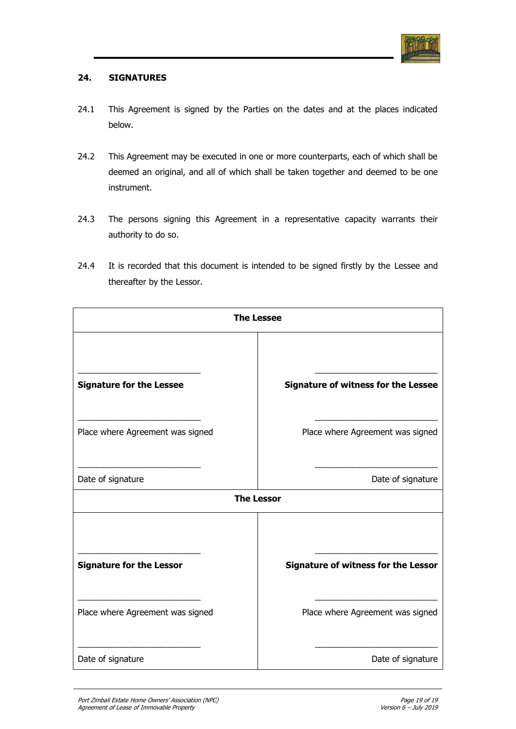## 24. SIGNATURES

24.1 This Agreement is signed by the Parties on the dates and at the places indicated below.

24.2 This Agreement may be executed in one or more counterparts, each of which shall be deemed an original, and all of which shall be taken together and deemed to be one instrument.

24.3 The persons signing this Agreement in a representative capacity warrants their authority to do so.

24.4 It is recorded that this document is intended to be signed firstly by the Lessee and thereafter by the Lessor.

| **The Lessee** | |
|---|---|
| ____________________________ | ____________________________ |
| **Signature for the Lessee** | **Signature of witness for the Lessee** |
| ____________________________ | ____________________________ |
| Place where Agreement was signed | Place where Agreement was signed |
| ____________________________ | ____________________________ |
| Date of signature | Date of signature |
| **The Lessor** | |
| ____________________________ | ____________________________ |
| **Signature for the Lessor** | **Signature of witness for the Lessor** |
| ____________________________ | ____________________________ |
| Place where Agreement was signed | Place where Agreement was signed |
| ____________________________ | ____________________________ |
| Date of signature | Date of signature |